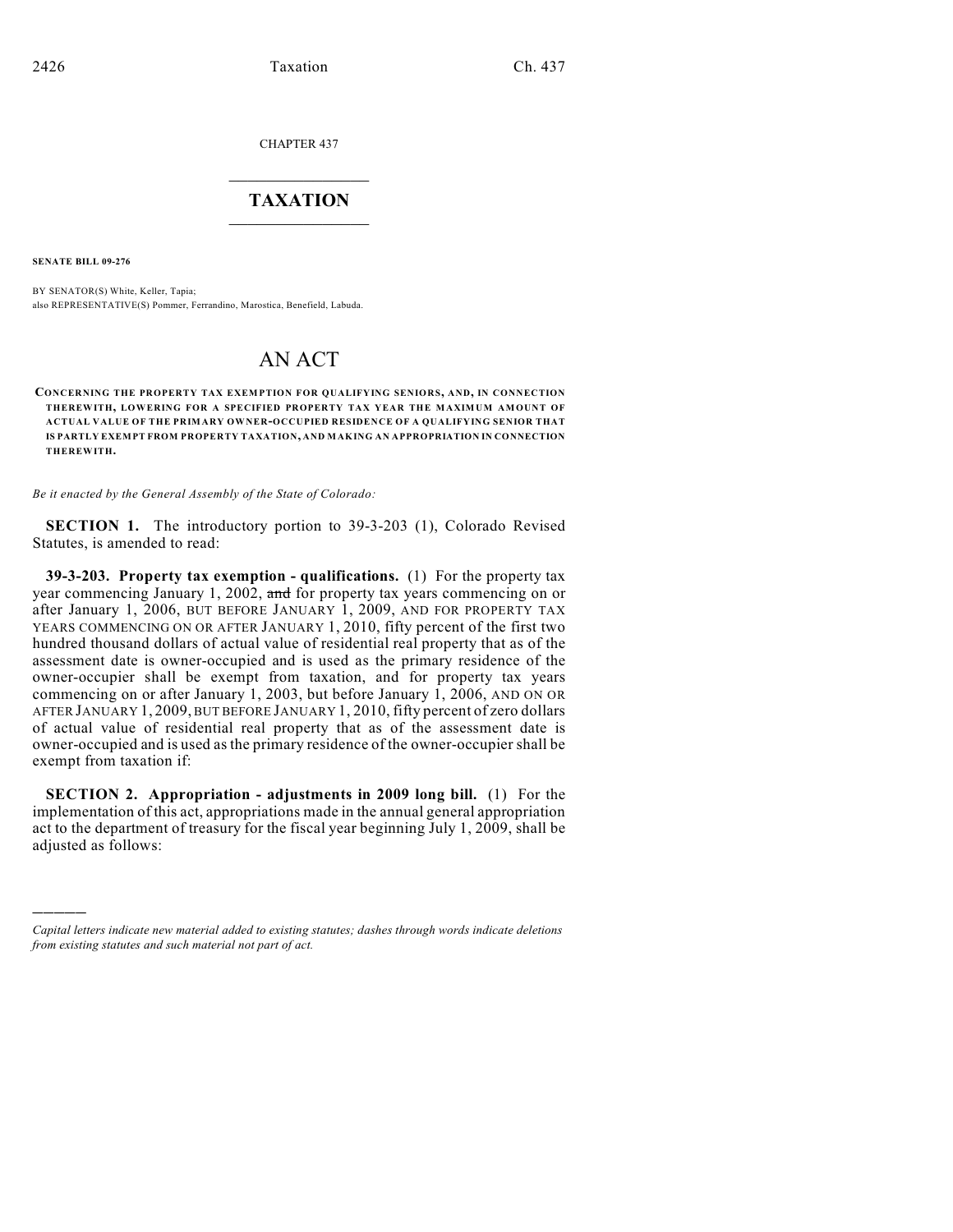CHAPTER 437

# TAXATION

**SENATE BILL 09-276**

BY SENATOR(S) White, Keller, Tapia;
also REPRESENTATIVE(S) Pommer, Ferrandino, Marostica, Benefield, Labuda.

# AN ACT

**CONCERNING THE PROPERTY TAX EXEMPTION FOR QUALIFYING SENIORS, AND, IN CONNECTION THEREWITH, LOWERING FOR A SPECIFIED PROPERTY TAX YEAR THE MAXIMUM AMOUNT OF ACTUAL VALUE OF THE PRIMARY OWNER-OCCUPIED RESIDENCE OF A QUALIFYING SENIOR THAT IS PARTLY EXEMPT FROM PROPERTY TAXATION, AND MAKING AN APPROPRIATION IN CONNECTION THEREWITH.**

*Be it enacted by the General Assembly of the State of Colorado:*

**SECTION 1.** The introductory portion to 39-3-203 (1), Colorado Revised Statutes, is amended to read:

**39-3-203. Property tax exemption - qualifications.** (1) For the property tax year commencing January 1, 2002, ~~and~~ for property tax years commencing on or after January 1, 2006, BUT BEFORE JANUARY 1, 2009, AND FOR PROPERTY TAX YEARS COMMENCING ON OR AFTER JANUARY 1, 2010, fifty percent of the first two hundred thousand dollars of actual value of residential real property that as of the assessment date is owner-occupied and is used as the primary residence of the owner-occupier shall be exempt from taxation, and for property tax years commencing on or after January 1, 2003, but before January 1, 2006, AND ON OR AFTER JANUARY 1, 2009, BUT BEFORE JANUARY 1, 2010, fifty percent of zero dollars of actual value of residential real property that as of the assessment date is owner-occupied and is used as the primary residence of the owner-occupier shall be exempt from taxation if:

**SECTION 2. Appropriation - adjustments in 2009 long bill.** (1) For the implementation of this act, appropriations made in the annual general appropriation act to the department of treasury for the fiscal year beginning July 1, 2009, shall be adjusted as follows:

---

*Capital letters indicate new material added to existing statutes; dashes through words indicate deletions from existing statutes and such material not part of act.*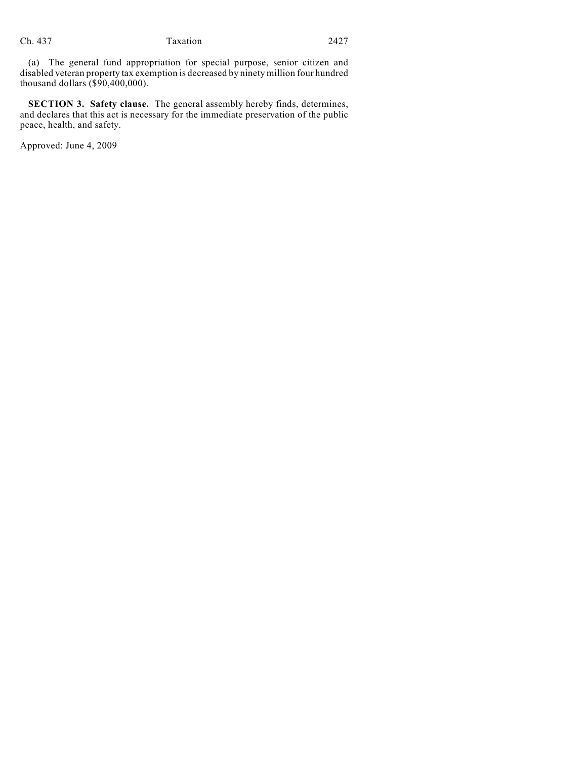(a) The general fund appropriation for special purpose, senior citizen and disabled veteran property tax exemption is decreased by ninety million four hundred thousand dollars ($90,400,000).

**SECTION 3. Safety clause.** The general assembly hereby finds, determines, and declares that this act is necessary for the immediate preservation of the public peace, health, and safety.

Approved: June 4, 2009